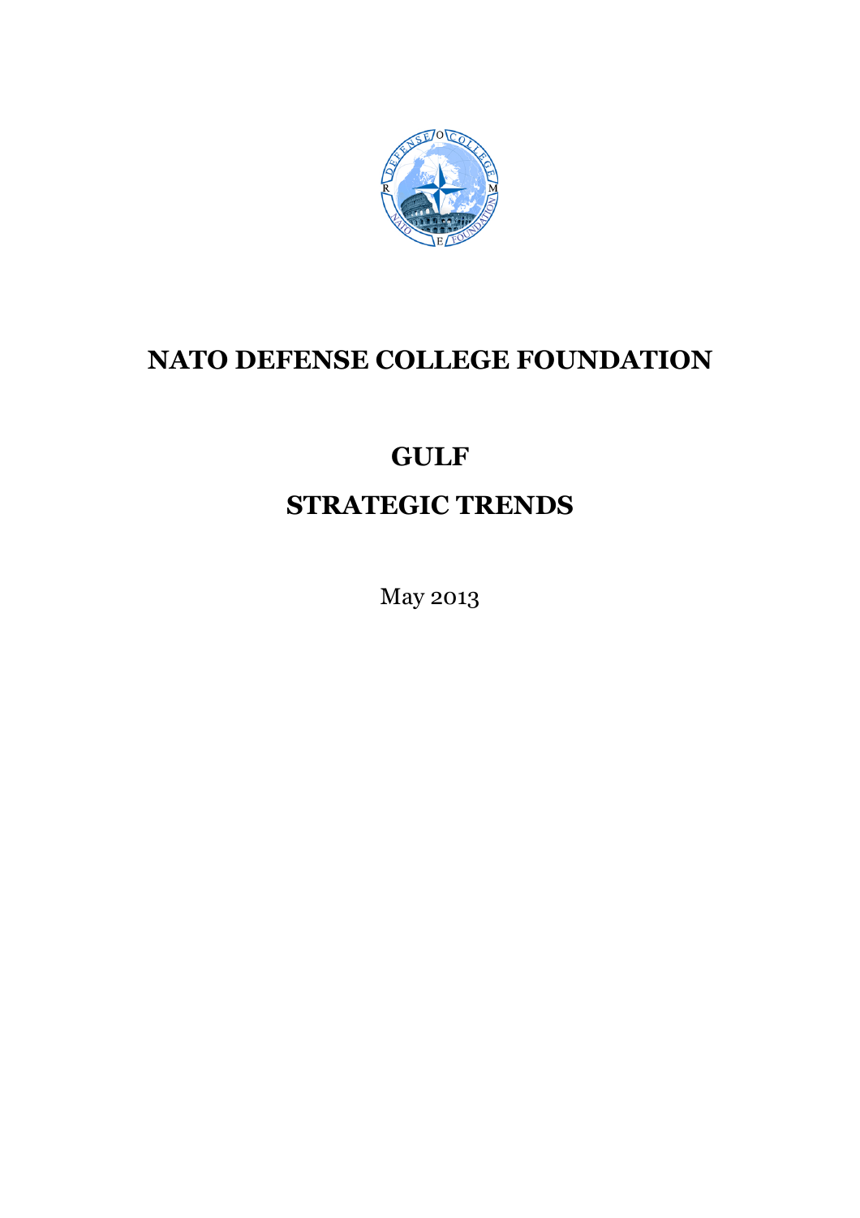# NATO DEFENSE COLLEGE FOUNDATION

## GULF

## STRATEGIC TRENDS

May 2013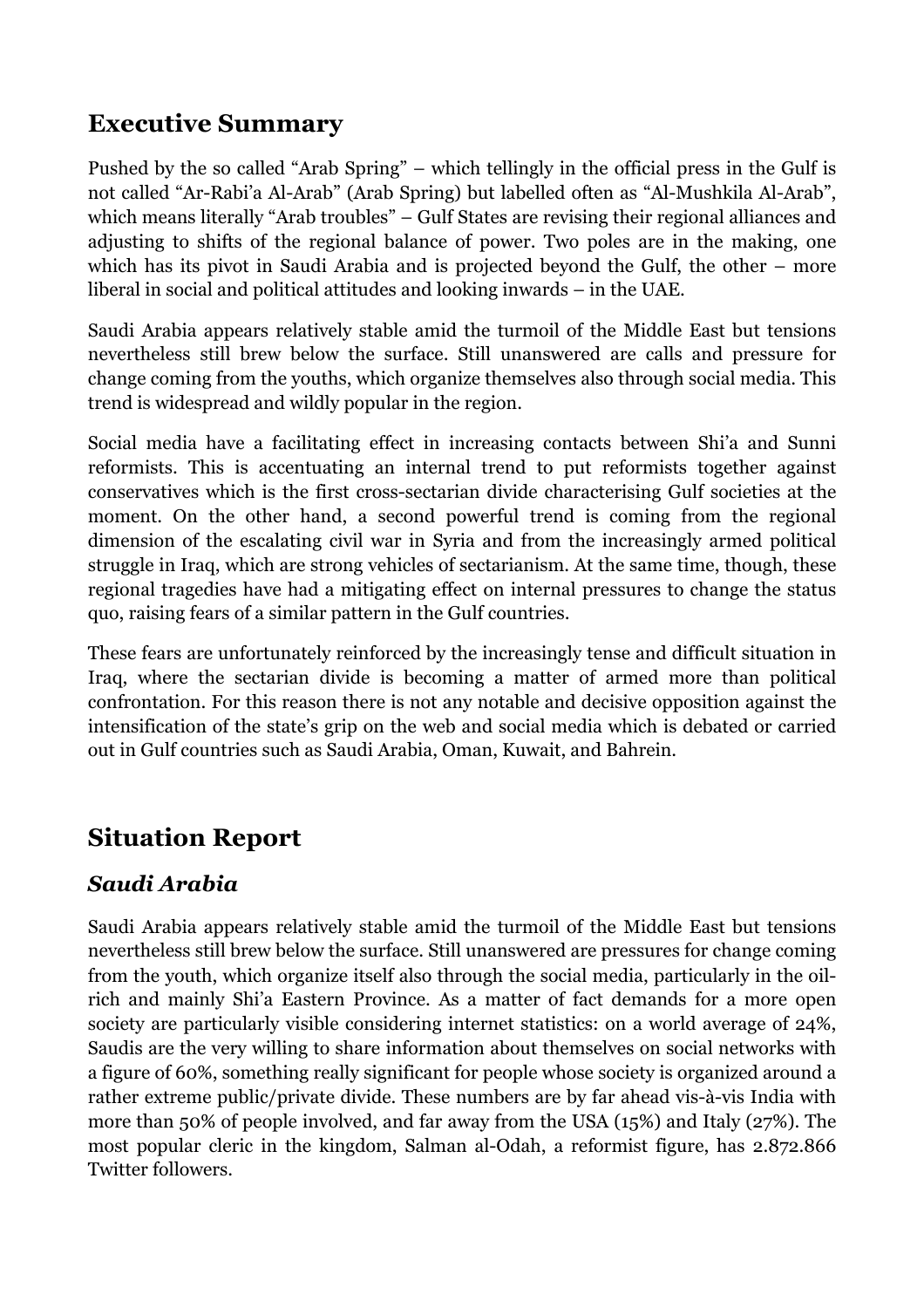## Executive Summary

Pushed by the so called "Arab Spring" – which tellingly in the official press in the Gulf is not called "Ar-Rabi'a Al-Arab" (Arab Spring) but labelled often as "Al-Mushkila Al-Arab", which means literally "Arab troubles" – Gulf States are revising their regional alliances and adjusting to shifts of the regional balance of power. Two poles are in the making, one which has its pivot in Saudi Arabia and is projected beyond the Gulf, the other – more liberal in social and political attitudes and looking inwards – in the UAE.

Saudi Arabia appears relatively stable amid the turmoil of the Middle East but tensions nevertheless still brew below the surface. Still unanswered are calls and pressure for change coming from the youths, which organize themselves also through social media. This trend is widespread and wildly popular in the region.

Social media have a facilitating effect in increasing contacts between Shi'a and Sunni reformists. This is accentuating an internal trend to put reformists together against conservatives which is the first cross-sectarian divide characterising Gulf societies at the moment. On the other hand, a second powerful trend is coming from the regional dimension of the escalating civil war in Syria and from the increasingly armed political struggle in Iraq, which are strong vehicles of sectarianism. At the same time, though, these regional tragedies have had a mitigating effect on internal pressures to change the status quo, raising fears of a similar pattern in the Gulf countries.

These fears are unfortunately reinforced by the increasingly tense and difficult situation in Iraq, where the sectarian divide is becoming a matter of armed more than political confrontation. For this reason there is not any notable and decisive opposition against the intensification of the state's grip on the web and social media which is debated or carried out in Gulf countries such as Saudi Arabia, Oman, Kuwait, and Bahrein.

## Situation Report

### *Saudi Arabia*

Saudi Arabia appears relatively stable amid the turmoil of the Middle East but tensions nevertheless still brew below the surface. Still unanswered are pressures for change coming from the youth, which organize itself also through the social media, particularly in the oil-rich and mainly Shi'a Eastern Province. As a matter of fact demands for a more open society are particularly visible considering internet statistics: on a world average of 24%, Saudis are the very willing to share information about themselves on social networks with a figure of 60%, something really significant for people whose society is organized around a rather extreme public/private divide. These numbers are by far ahead vis-à-vis India with more than 50% of people involved, and far away from the USA (15%) and Italy (27%). The most popular cleric in the kingdom, Salman al-Odah, a reformist figure, has 2.872.866 Twitter followers.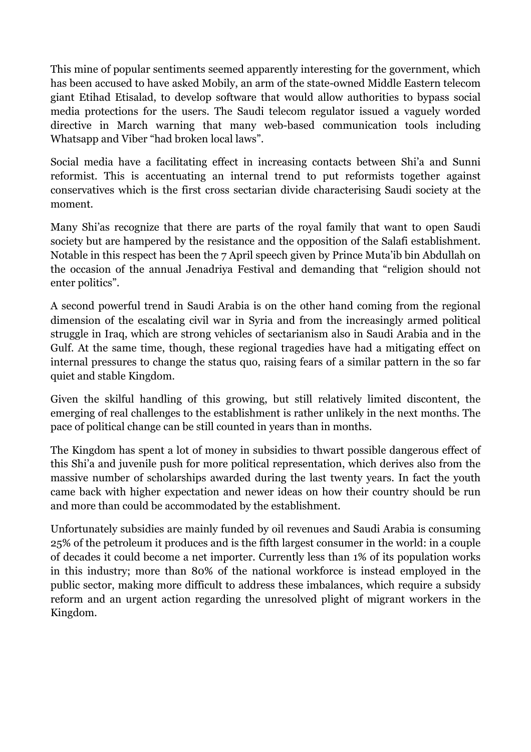This mine of popular sentiments seemed apparently interesting for the government, which has been accused to have asked Mobily, an arm of the state-owned Middle Eastern telecom giant Etihad Etisalad, to develop software that would allow authorities to bypass social media protections for the users. The Saudi telecom regulator issued a vaguely worded directive in March warning that many web-based communication tools including Whatsapp and Viber "had broken local laws".

Social media have a facilitating effect in increasing contacts between Shi'a and Sunni reformist. This is accentuating an internal trend to put reformists together against conservatives which is the first cross sectarian divide characterising Saudi society at the moment.

Many Shi'as recognize that there are parts of the royal family that want to open Saudi society but are hampered by the resistance and the opposition of the Salafi establishment. Notable in this respect has been the 7 April speech given by Prince Muta'ib bin Abdullah on the occasion of the annual Jenadriya Festival and demanding that "religion should not enter politics".

A second powerful trend in Saudi Arabia is on the other hand coming from the regional dimension of the escalating civil war in Syria and from the increasingly armed political struggle in Iraq, which are strong vehicles of sectarianism also in Saudi Arabia and in the Gulf. At the same time, though, these regional tragedies have had a mitigating effect on internal pressures to change the status quo, raising fears of a similar pattern in the so far quiet and stable Kingdom.

Given the skilful handling of this growing, but still relatively limited discontent, the emerging of real challenges to the establishment is rather unlikely in the next months. The pace of political change can be still counted in years than in months.

The Kingdom has spent a lot of money in subsidies to thwart possible dangerous effect of this Shi'a and juvenile push for more political representation, which derives also from the massive number of scholarships awarded during the last twenty years. In fact the youth came back with higher expectation and newer ideas on how their country should be run and more than could be accommodated by the establishment.

Unfortunately subsidies are mainly funded by oil revenues and Saudi Arabia is consuming 25% of the petroleum it produces and is the fifth largest consumer in the world: in a couple of decades it could become a net importer. Currently less than 1% of its population works in this industry; more than 80% of the national workforce is instead employed in the public sector, making more difficult to address these imbalances, which require a subsidy reform and an urgent action regarding the unresolved plight of migrant workers in the Kingdom.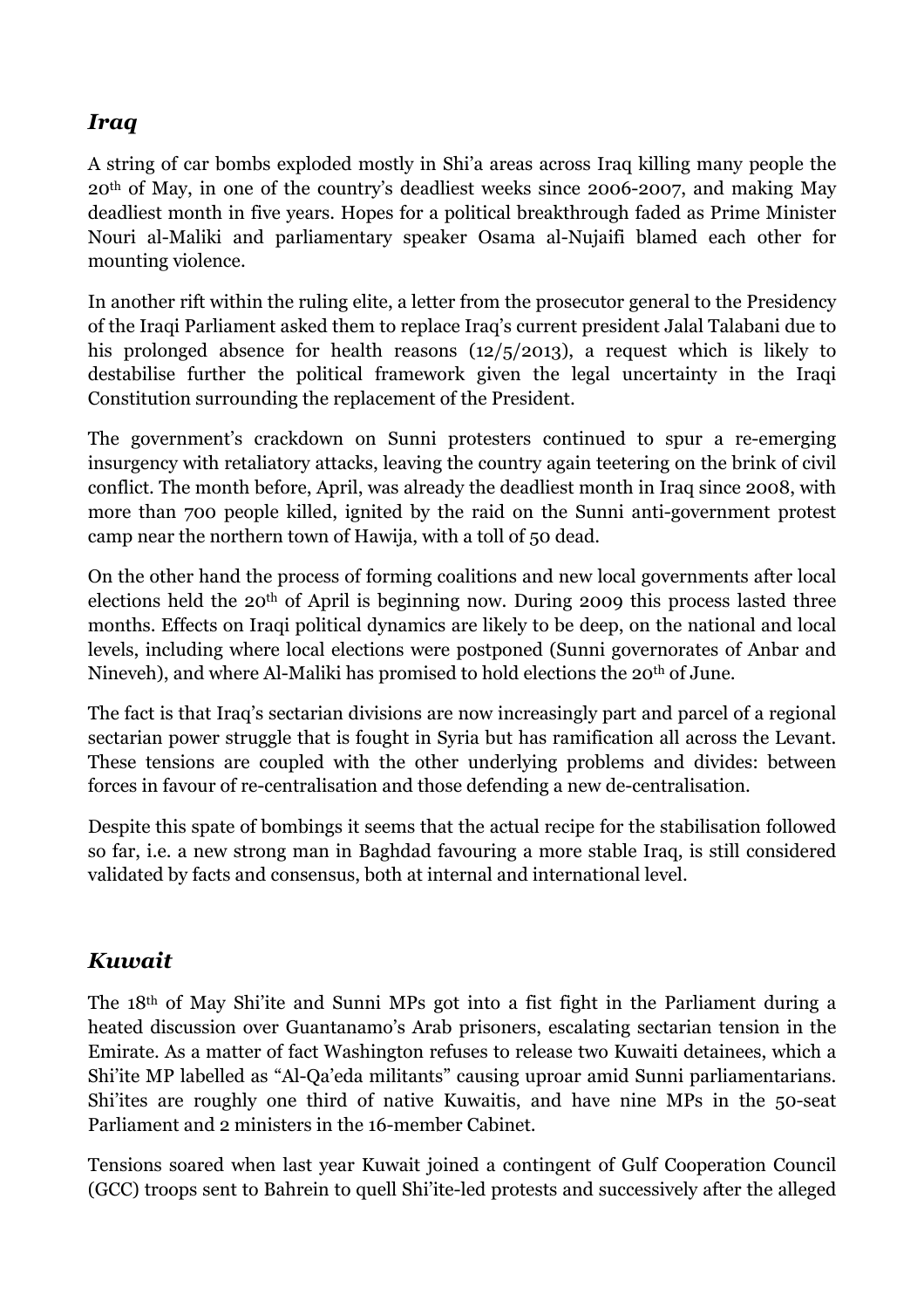## *Iraq*

A string of car bombs exploded mostly in Shi'a areas across Iraq killing many people the 20th of May, in one of the country's deadliest weeks since 2006-2007, and making May deadliest month in five years. Hopes for a political breakthrough faded as Prime Minister Nouri al-Maliki and parliamentary speaker Osama al-Nujaifi blamed each other for mounting violence.

In another rift within the ruling elite, a letter from the prosecutor general to the Presidency of the Iraqi Parliament asked them to replace Iraq's current president Jalal Talabani due to his prolonged absence for health reasons (12/5/2013), a request which is likely to destabilise further the political framework given the legal uncertainty in the Iraqi Constitution surrounding the replacement of the President.

The government's crackdown on Sunni protesters continued to spur a re-emerging insurgency with retaliatory attacks, leaving the country again teetering on the brink of civil conflict. The month before, April, was already the deadliest month in Iraq since 2008, with more than 700 people killed, ignited by the raid on the Sunni anti-government protest camp near the northern town of Hawija, with a toll of 50 dead.

On the other hand the process of forming coalitions and new local governments after local elections held the 20th of April is beginning now. During 2009 this process lasted three months. Effects on Iraqi political dynamics are likely to be deep, on the national and local levels, including where local elections were postponed (Sunni governorates of Anbar and Nineveh), and where Al-Maliki has promised to hold elections the 20th of June.

The fact is that Iraq's sectarian divisions are now increasingly part and parcel of a regional sectarian power struggle that is fought in Syria but has ramification all across the Levant. These tensions are coupled with the other underlying problems and divides: between forces in favour of re-centralisation and those defending a new de-centralisation.

Despite this spate of bombings it seems that the actual recipe for the stabilisation followed so far, i.e. a new strong man in Baghdad favouring a more stable Iraq, is still considered validated by facts and consensus, both at internal and international level.

## *Kuwait*

The 18th of May Shi'ite and Sunni MPs got into a fist fight in the Parliament during a heated discussion over Guantanamo's Arab prisoners, escalating sectarian tension in the Emirate. As a matter of fact Washington refuses to release two Kuwaiti detainees, which a Shi'ite MP labelled as "Al-Qa'eda militants" causing uproar amid Sunni parliamentarians. Shi'ites are roughly one third of native Kuwaitis, and have nine MPs in the 50-seat Parliament and 2 ministers in the 16-member Cabinet.

Tensions soared when last year Kuwait joined a contingent of Gulf Cooperation Council (GCC) troops sent to Bahrein to quell Shi'ite-led protests and successively after the alleged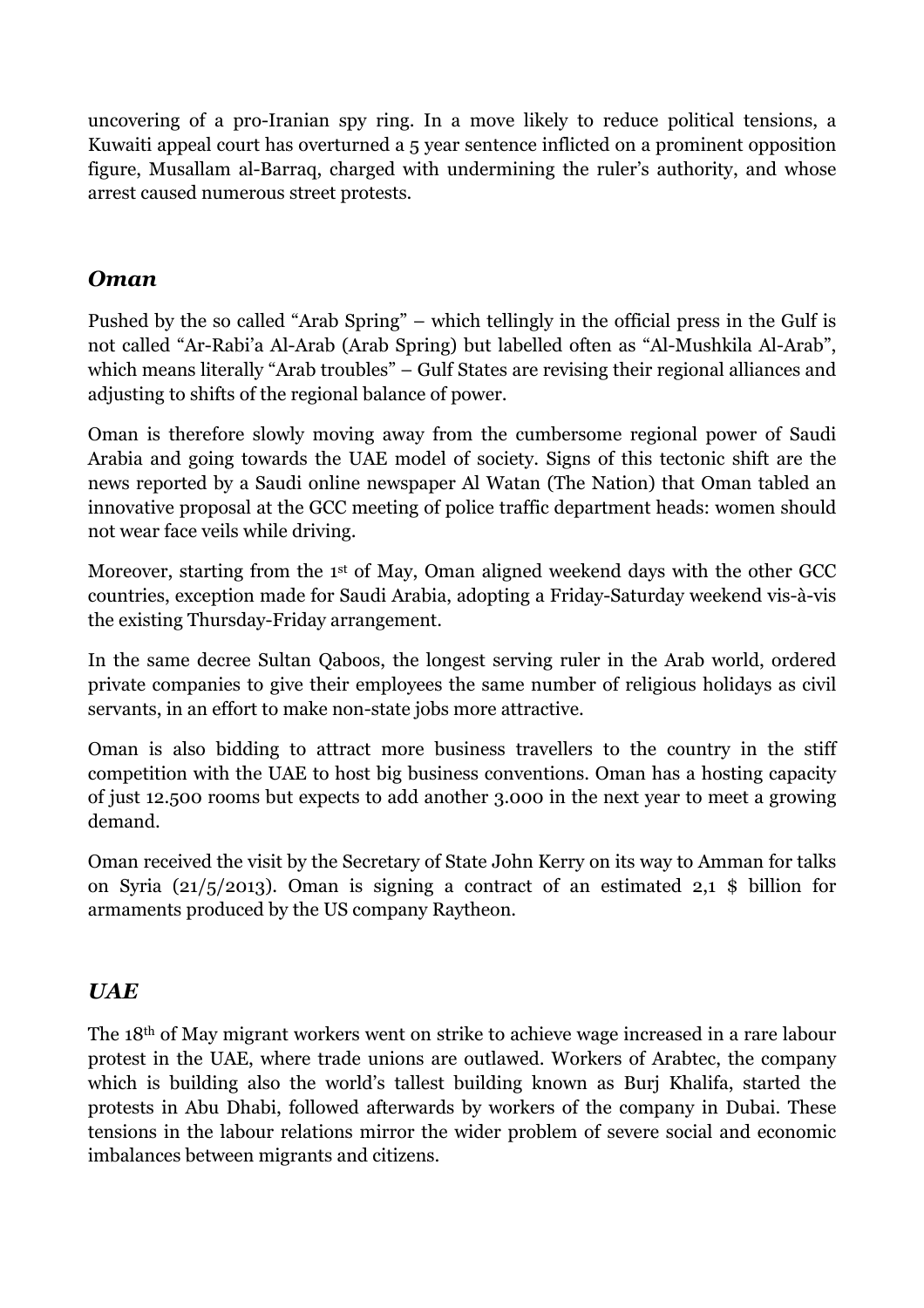uncovering of a pro-Iranian spy ring. In a move likely to reduce political tensions, a Kuwaiti appeal court has overturned a 5 year sentence inflicted on a prominent opposition figure, Musallam al-Barraq, charged with undermining the ruler's authority, and whose arrest caused numerous street protests.

## *Oman*

Pushed by the so called "Arab Spring" – which tellingly in the official press in the Gulf is not called "Ar-Rabi'a Al-Arab (Arab Spring) but labelled often as "Al-Mushkila Al-Arab", which means literally "Arab troubles" – Gulf States are revising their regional alliances and adjusting to shifts of the regional balance of power.

Oman is therefore slowly moving away from the cumbersome regional power of Saudi Arabia and going towards the UAE model of society. Signs of this tectonic shift are the news reported by a Saudi online newspaper Al Watan (The Nation) that Oman tabled an innovative proposal at the GCC meeting of police traffic department heads: women should not wear face veils while driving.

Moreover, starting from the 1st of May, Oman aligned weekend days with the other GCC countries, exception made for Saudi Arabia, adopting a Friday-Saturday weekend vis-à-vis the existing Thursday-Friday arrangement.

In the same decree Sultan Qaboos, the longest serving ruler in the Arab world, ordered private companies to give their employees the same number of religious holidays as civil servants, in an effort to make non-state jobs more attractive.

Oman is also bidding to attract more business travellers to the country in the stiff competition with the UAE to host big business conventions. Oman has a hosting capacity of just 12.500 rooms but expects to add another 3.000 in the next year to meet a growing demand.

Oman received the visit by the Secretary of State John Kerry on its way to Amman for talks on Syria (21/5/2013). Oman is signing a contract of an estimated 2,1 $ billion for armaments produced by the US company Raytheon.

## *UAE*

The 18th of May migrant workers went on strike to achieve wage increased in a rare labour protest in the UAE, where trade unions are outlawed. Workers of Arabtec, the company which is building also the world's tallest building known as Burj Khalifa, started the protests in Abu Dhabi, followed afterwards by workers of the company in Dubai. These tensions in the labour relations mirror the wider problem of severe social and economic imbalances between migrants and citizens.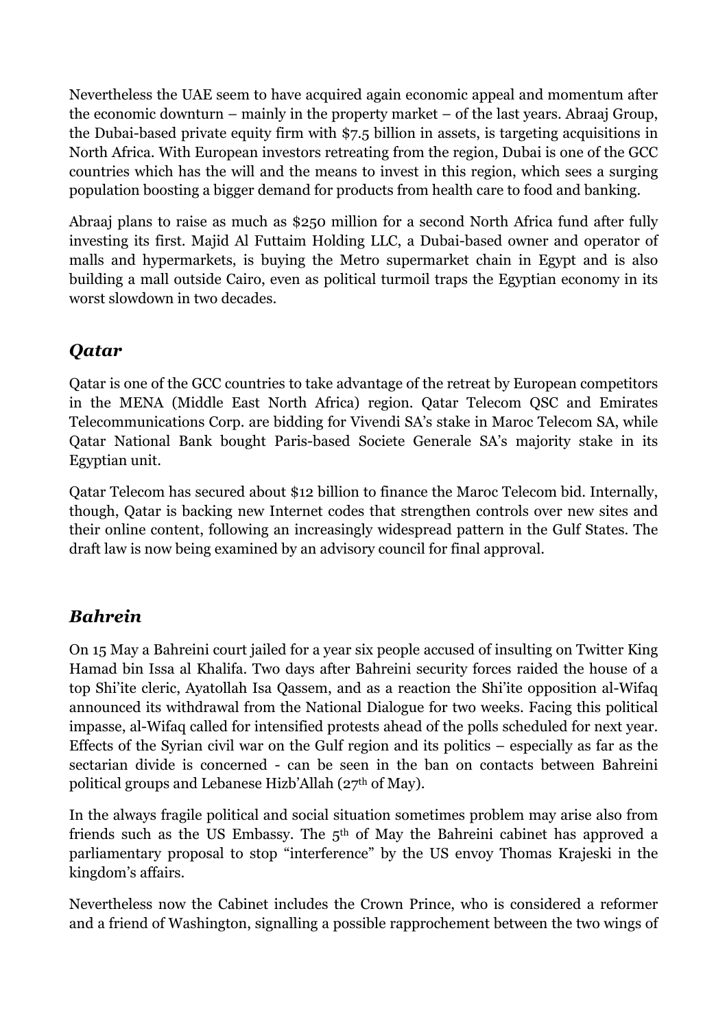Nevertheless the UAE seem to have acquired again economic appeal and momentum after the economic downturn – mainly in the property market – of the last years. Abraaj Group, the Dubai-based private equity firm with $7.5 billion in assets, is targeting acquisitions in North Africa. With European investors retreating from the region, Dubai is one of the GCC countries which has the will and the means to invest in this region, which sees a surging population boosting a bigger demand for products from health care to food and banking.

Abraaj plans to raise as much as $250 million for a second North Africa fund after fully investing its first. Majid Al Futtaim Holding LLC, a Dubai-based owner and operator of malls and hypermarkets, is buying the Metro supermarket chain in Egypt and is also building a mall outside Cairo, even as political turmoil traps the Egyptian economy in its worst slowdown in two decades.

## *Qatar*

Qatar is one of the GCC countries to take advantage of the retreat by European competitors in the MENA (Middle East North Africa) region. Qatar Telecom QSC and Emirates Telecommunications Corp. are bidding for Vivendi SA's stake in Maroc Telecom SA, while Qatar National Bank bought Paris-based Societe Generale SA's majority stake in its Egyptian unit.

Qatar Telecom has secured about $12 billion to finance the Maroc Telecom bid. Internally, though, Qatar is backing new Internet codes that strengthen controls over new sites and their online content, following an increasingly widespread pattern in the Gulf States. The draft law is now being examined by an advisory council for final approval.

## *Bahrein*

On 15 May a Bahreini court jailed for a year six people accused of insulting on Twitter King Hamad bin Issa al Khalifa. Two days after Bahreini security forces raided the house of a top Shi'ite cleric, Ayatollah Isa Qassem, and as a reaction the Shi'ite opposition al-Wifaq announced its withdrawal from the National Dialogue for two weeks. Facing this political impasse, al-Wifaq called for intensified protests ahead of the polls scheduled for next year. Effects of the Syrian civil war on the Gulf region and its politics – especially as far as the sectarian divide is concerned - can be seen in the ban on contacts between Bahreini political groups and Lebanese Hizb'Allah (27th of May).

In the always fragile political and social situation sometimes problem may arise also from friends such as the US Embassy. The 5th of May the Bahreini cabinet has approved a parliamentary proposal to stop "interference" by the US envoy Thomas Krajeski in the kingdom's affairs.

Nevertheless now the Cabinet includes the Crown Prince, who is considered a reformer and a friend of Washington, signalling a possible rapprochement between the two wings of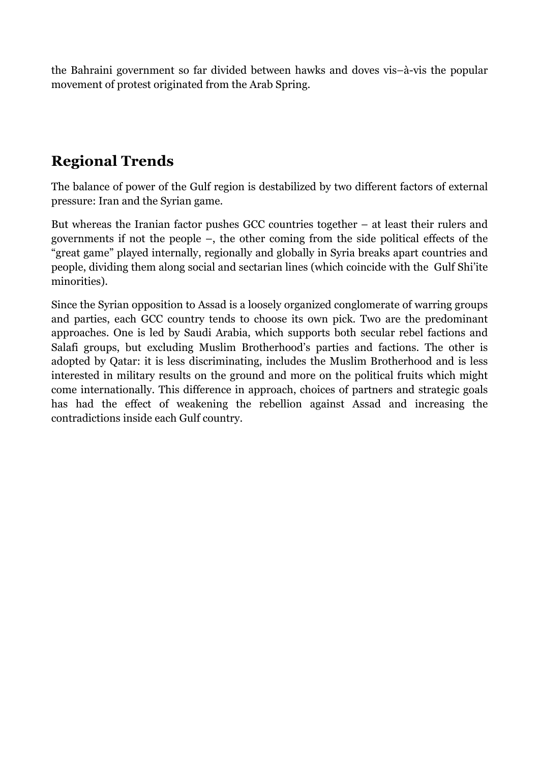the Bahraini government so far divided between hawks and doves vis–à-vis the popular movement of protest originated from the Arab Spring.

## Regional Trends

The balance of power of the Gulf region is destabilized by two different factors of external pressure: Iran and the Syrian game.

But whereas the Iranian factor pushes GCC countries together – at least their rulers and governments if not the people –, the other coming from the side political effects of the "great game" played internally, regionally and globally in Syria breaks apart countries and people, dividing them along social and sectarian lines (which coincide with the Gulf Shi'ite minorities).

Since the Syrian opposition to Assad is a loosely organized conglomerate of warring groups and parties, each GCC country tends to choose its own pick. Two are the predominant approaches. One is led by Saudi Arabia, which supports both secular rebel factions and Salafi groups, but excluding Muslim Brotherhood's parties and factions. The other is adopted by Qatar: it is less discriminating, includes the Muslim Brotherhood and is less interested in military results on the ground and more on the political fruits which might come internationally. This difference in approach, choices of partners and strategic goals has had the effect of weakening the rebellion against Assad and increasing the contradictions inside each Gulf country.